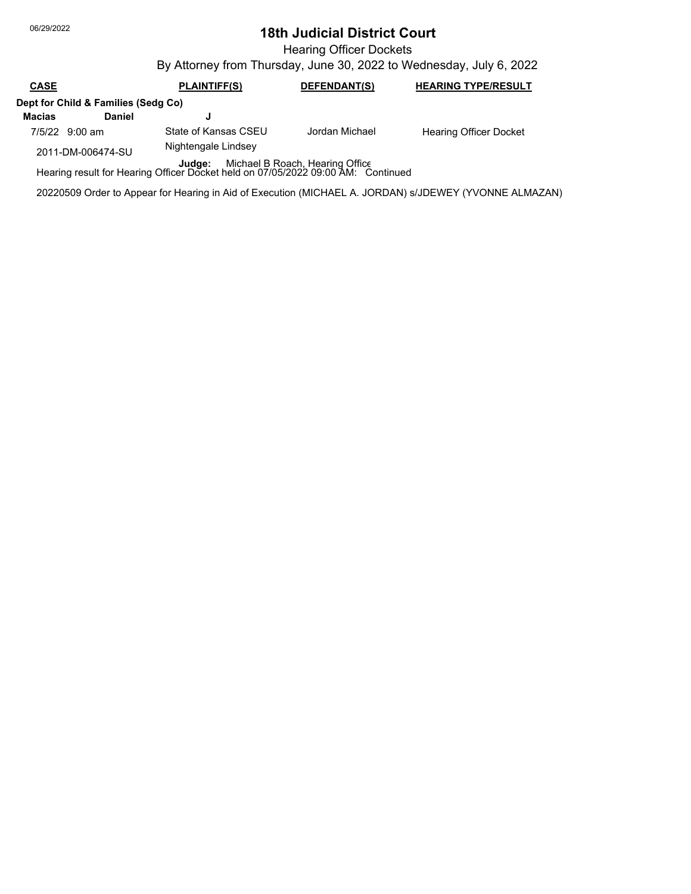06/29/2022

# 18th Judicial District Court

Hearing Officer Dockets

By Attorney from Thursday, June 30, 2022 to Wednesday, July 6, 2022

| CASE | PLAINTIFF(S) | DEFENDANT(S) | HEARING TYPE/RESULT |
|---|---|---|---|

**Dept for Child & Families (Sedg Co)**

**Macias Daniel J**

| | | | |
|---|---|---|---|
| 7/5/22 9:00 am | State of Kansas CSEU | Jordan Michael | Hearing Officer Docket |
| 2011-DM-006474-SU | Nightengale Lindsey | | |

**Judge:** Michael B Roach, Hearing Office

Hearing result for Hearing Officer Docket held on 07/05/2022 09:00 AM: Continued

20220509 Order to Appear for Hearing in Aid of Execution (MICHAEL A. JORDAN) s/JDEWEY (YVONNE ALMAZAN)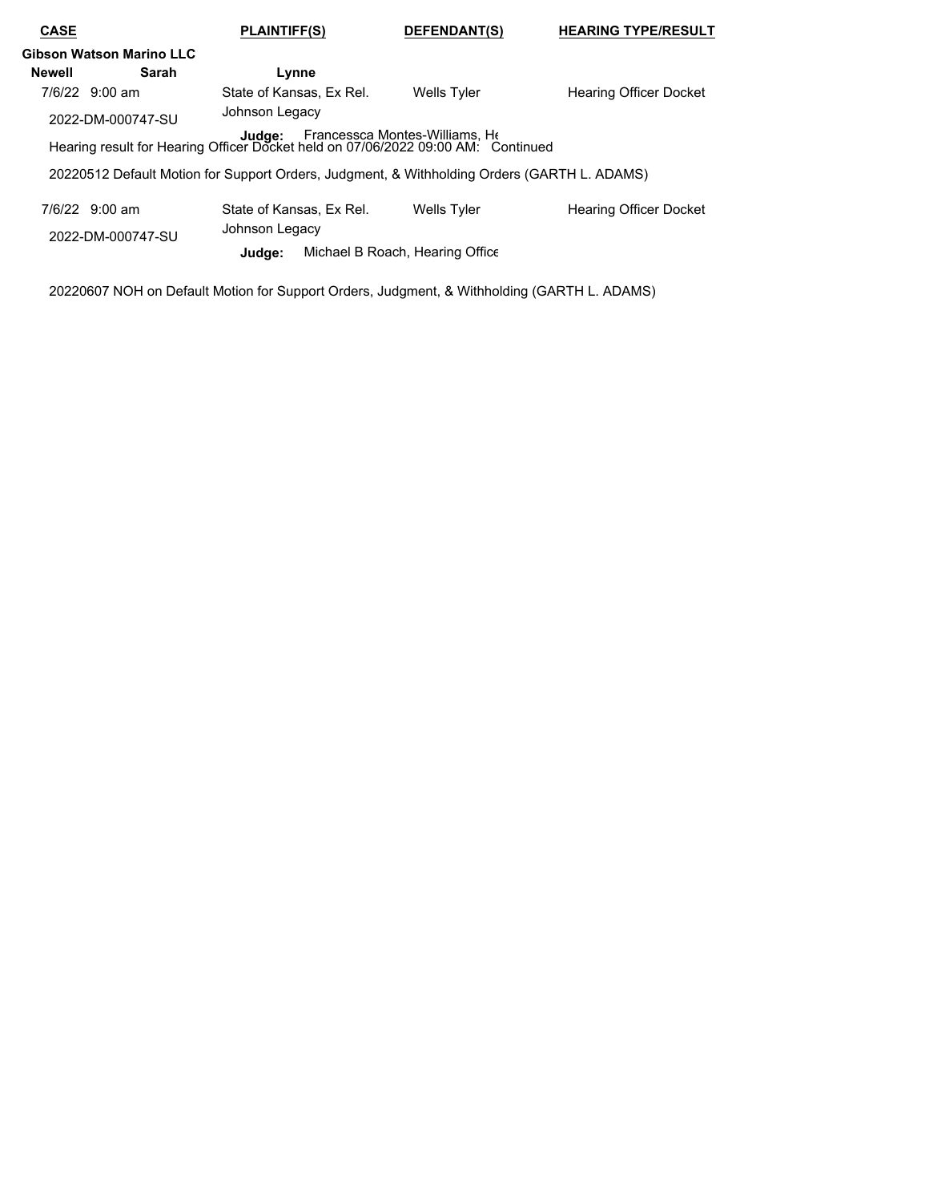| CASE | PLAINTIFF(S) | DEFENDANT(S) | HEARING TYPE/RESULT |
|---|---|---|---|

**Gibson Watson Marino LLC**

**Newell Sarah Lynne**

| 7/6/22 9:00 am | State of Kansas, Ex Rel. | Wells Tyler | Hearing Officer Docket |
|---|---|---|---|
| 2022-DM-000747-SU | Johnson Legacy | | |

**Judge:** Francessca Montes-Williams, He

Hearing result for Hearing Officer Docket held on 07/06/2022 09:00 AM: Continued

20220512 Default Motion for Support Orders, Judgment, & Withholding Orders (GARTH L. ADAMS)

| 7/6/22 9:00 am | State of Kansas, Ex Rel. | Wells Tyler | Hearing Officer Docket |
|---|---|---|---|
| 2022-DM-000747-SU | Johnson Legacy | | |

**Judge:** Michael B Roach, Hearing Office

20220607 NOH on Default Motion for Support Orders, Judgment, & Withholding (GARTH L. ADAMS)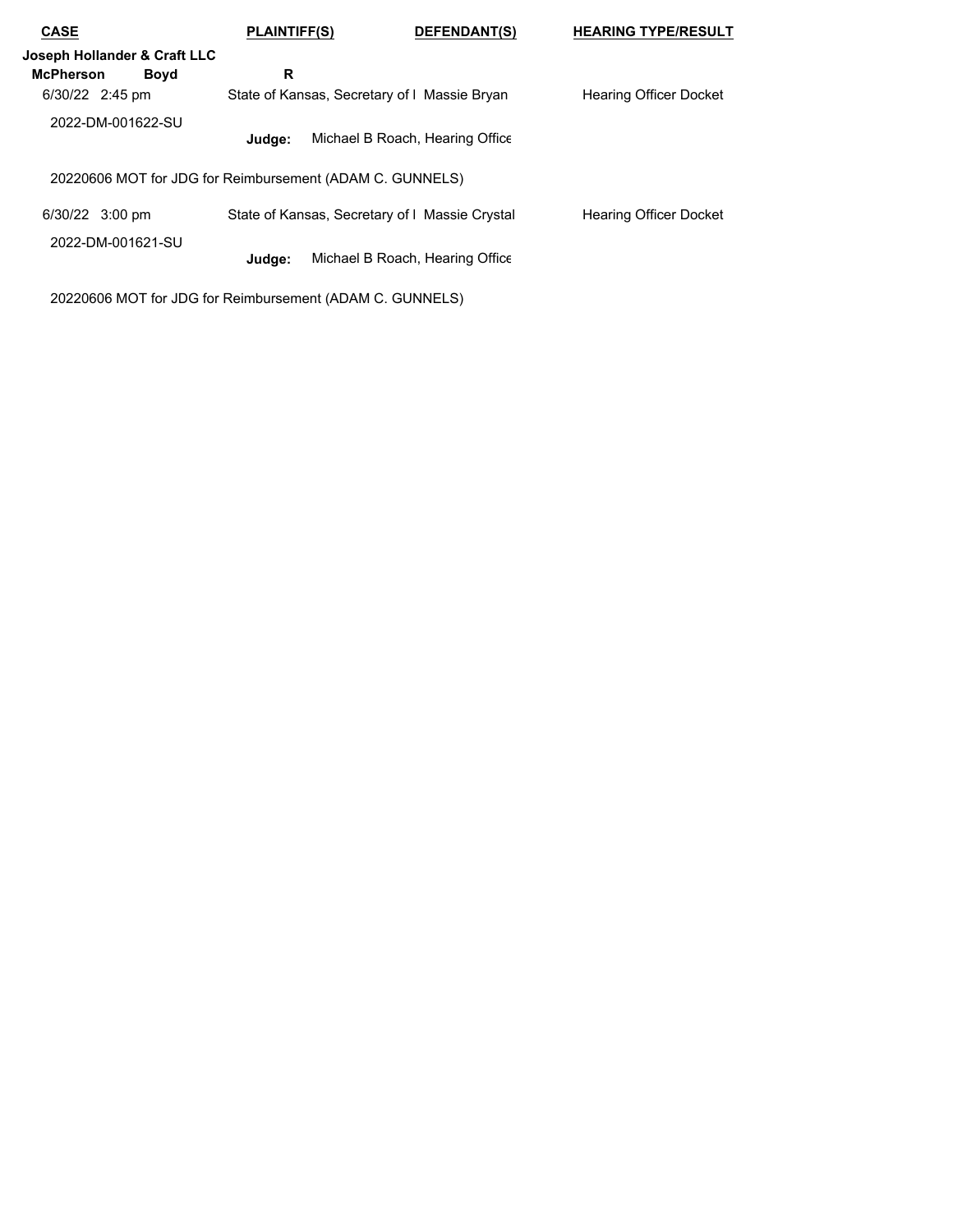| CASE | PLAINTIFF(S) | DEFENDANT(S) | HEARING TYPE/RESULT |
|---|---|---|---|
| **Joseph Hollander & Craft LLC** | | | |
| **McPherson Boyd** | **R** | | |
| 6/30/22 2:45 pm | State of Kansas, Secretary of I | Massie Bryan | Hearing Officer Docket |
| 2022-DM-001622-SU | **Judge:** Michael B Roach, Hearing Office | | |
| 20220606 MOT for JDG for Reimbursement (ADAM C. GUNNELS) | | | |
| 6/30/22 3:00 pm | State of Kansas, Secretary of I | Massie Crystal | Hearing Officer Docket |
| 2022-DM-001621-SU | **Judge:** Michael B Roach, Hearing Office | | |
| 20220606 MOT for JDG for Reimbursement (ADAM C. GUNNELS) | | | |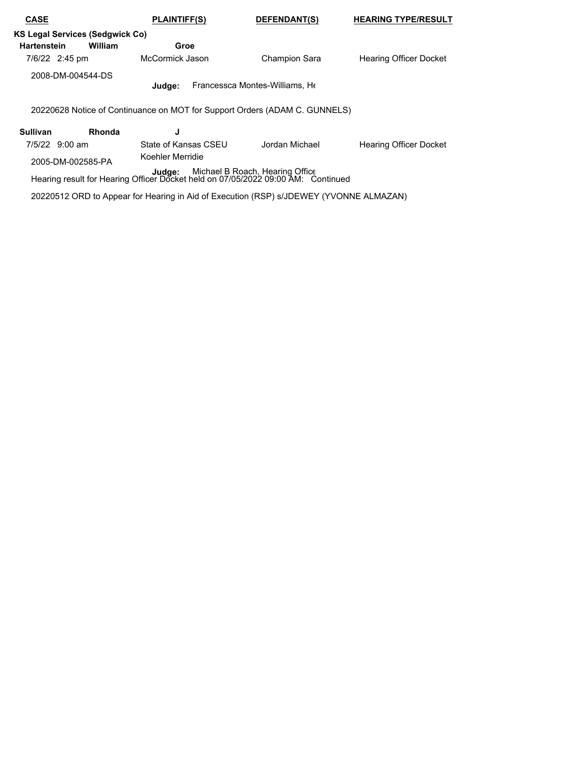| CASE | PLAINTIFF(S) | DEFENDANT(S) | HEARING TYPE/RESULT |
|---|---|---|---|

**KS Legal Services (Sedgwick Co)**

**Hartenstein William Groe**

| | | | |
|---|---|---|---|
| 7/6/22 2:45 pm | McCormick Jason | Champion Sara | Hearing Officer Docket |
| 2008-DM-004544-DS | **Judge:** Francessca Montes-Williams, He | | |

20220628 Notice of Continuance on MOT for Support Orders (ADAM C. GUNNELS)

**Sullivan Rhonda J**

| | | | |
|---|---|---|---|
| 7/5/22 9:00 am | State of Kansas CSEU | Jordan Michael | Hearing Officer Docket |
| 2005-DM-002585-PA | Koehler Merridie | | |
| | **Judge:** Michael B Roach, Hearing Office | | |

Hearing result for Hearing Officer Docket held on 07/05/2022 09:00 AM: Continued

20220512 ORD to Appear for Hearing in Aid of Execution (RSP) s/JDEWEY (YVONNE ALMAZAN)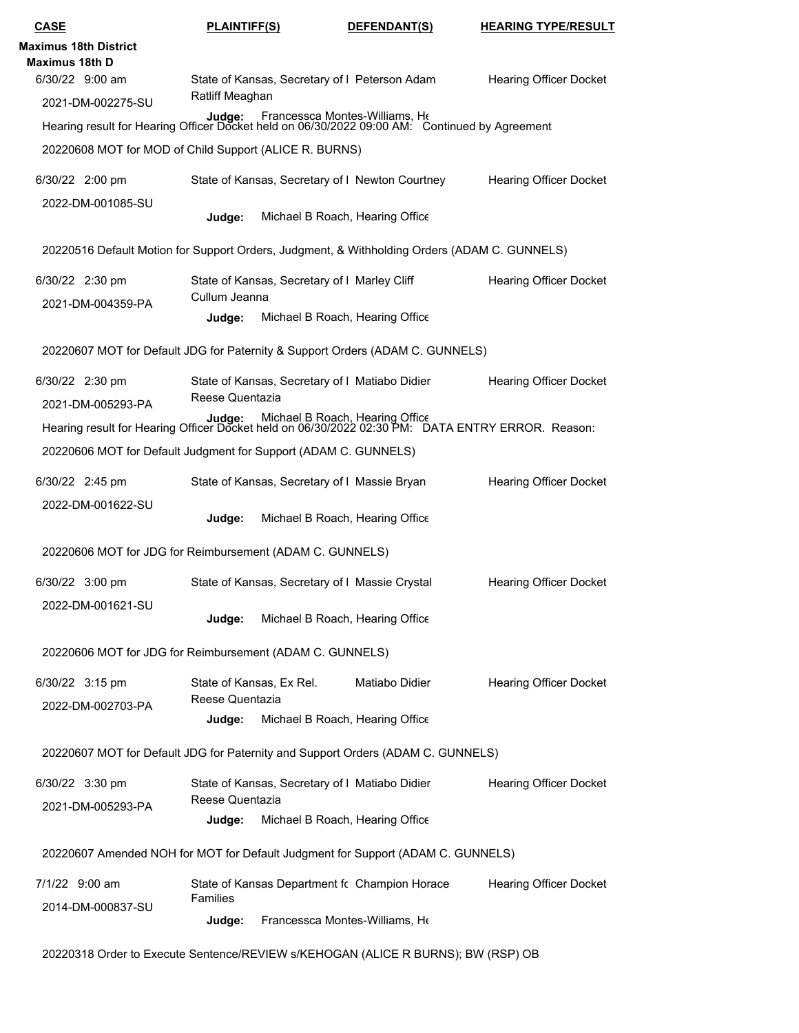| CASE | PLAINTIFF(S) | DEFENDANT(S) | HEARING TYPE/RESULT |
|---|---|---|---|

**Maximus 18th District**

**Maximus 18th D**

| CASE | PLAINTIFF(S) | DEFENDANT(S) | HEARING TYPE/RESULT |
|---|---|---|---|
| 6/30/22 9:00 am<br>2021-DM-002275-SU | State of Kansas, Secretary of I<br>Ratliff Meaghan | Peterson Adam | Hearing Officer Docket |
| | **Judge:** Francessca Montes-Williams, He | | |

Hearing result for Hearing Officer Docket held on 06/30/2022 09:00 AM: Continued by Agreement

20220608 MOT for MOD of Child Support (ALICE R. BURNS)

| CASE | PLAINTIFF(S) | DEFENDANT(S) | HEARING TYPE/RESULT |
|---|---|---|---|
| 6/30/22 2:00 pm<br>2022-DM-001085-SU | State of Kansas, Secretary of I | Newton Courtney | Hearing Officer Docket |
| | **Judge:** Michael B Roach, Hearing Office | | |

20220516 Default Motion for Support Orders, Judgment, & Withholding Orders (ADAM C. GUNNELS)

| CASE | PLAINTIFF(S) | DEFENDANT(S) | HEARING TYPE/RESULT |
|---|---|---|---|
| 6/30/22 2:30 pm<br>2021-DM-004359-PA | State of Kansas, Secretary of I<br>Cullum Jeanna | Marley Cliff | Hearing Officer Docket |
| | **Judge:** Michael B Roach, Hearing Office | | |

20220607 MOT for Default JDG for Paternity & Support Orders (ADAM C. GUNNELS)

| CASE | PLAINTIFF(S) | DEFENDANT(S) | HEARING TYPE/RESULT |
|---|---|---|---|
| 6/30/22 2:30 pm<br>2021-DM-005293-PA | State of Kansas, Secretary of I<br>Reese Quentazia | Matiabo Didier | Hearing Officer Docket |
| | **Judge:** Michael B Roach, Hearing Office | | |

Hearing result for Hearing Officer Docket held on 06/30/2022 02:30 PM: DATA ENTRY ERROR. Reason:

20220606 MOT for Default Judgment for Support (ADAM C. GUNNELS)

| CASE | PLAINTIFF(S) | DEFENDANT(S) | HEARING TYPE/RESULT |
|---|---|---|---|
| 6/30/22 2:45 pm<br>2022-DM-001622-SU | State of Kansas, Secretary of I | Massie Bryan | Hearing Officer Docket |
| | **Judge:** Michael B Roach, Hearing Office | | |

20220606 MOT for JDG for Reimbursement (ADAM C. GUNNELS)

| CASE | PLAINTIFF(S) | DEFENDANT(S) | HEARING TYPE/RESULT |
|---|---|---|---|
| 6/30/22 3:00 pm<br>2022-DM-001621-SU | State of Kansas, Secretary of I | Massie Crystal | Hearing Officer Docket |
| | **Judge:** Michael B Roach, Hearing Office | | |

20220606 MOT for JDG for Reimbursement (ADAM C. GUNNELS)

| CASE | PLAINTIFF(S) | DEFENDANT(S) | HEARING TYPE/RESULT |
|---|---|---|---|
| 6/30/22 3:15 pm<br>2022-DM-002703-PA | State of Kansas, Ex Rel.<br>Reese Quentazia | Matiabo Didier | Hearing Officer Docket |
| | **Judge:** Michael B Roach, Hearing Office | | |

20220607 MOT for Default JDG for Paternity and Support Orders (ADAM C. GUNNELS)

| CASE | PLAINTIFF(S) | DEFENDANT(S) | HEARING TYPE/RESULT |
|---|---|---|---|
| 6/30/22 3:30 pm<br>2021-DM-005293-PA | State of Kansas, Secretary of I<br>Reese Quentazia | Matiabo Didier | Hearing Officer Docket |
| | **Judge:** Michael B Roach, Hearing Office | | |

20220607 Amended NOH for MOT for Default Judgment for Support (ADAM C. GUNNELS)

| CASE | PLAINTIFF(S) | DEFENDANT(S) | HEARING TYPE/RESULT |
|---|---|---|---|
| 7/1/22 9:00 am<br>2014-DM-000837-SU | State of Kansas Department fc<br>Families | Champion Horace | Hearing Officer Docket |
| | **Judge:** Francessca Montes-Williams, He | | |

20220318 Order to Execute Sentence/REVIEW s/KEHOGAN (ALICE R BURNS); BW (RSP) OB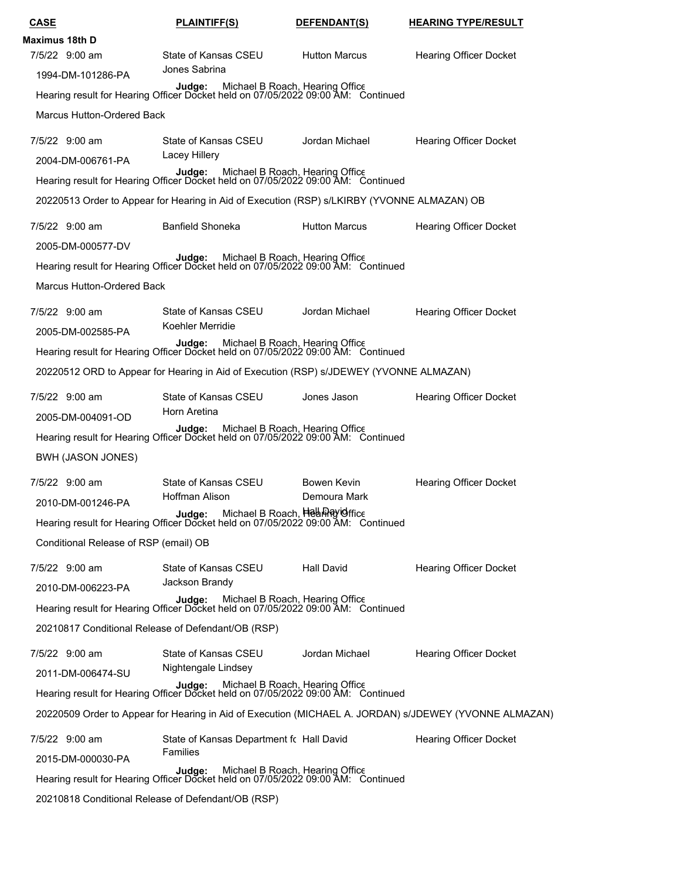| CASE | PLAINTIFF(S) | DEFENDANT(S) | HEARING TYPE/RESULT |
|---|---|---|---|

**Maximus 18th D**

| CASE | PLAINTIFF(S) | DEFENDANT(S) | HEARING TYPE/RESULT |
|---|---|---|---|
| 7/5/22 9:00 am<br>1994-DM-101286-PA | State of Kansas CSEU<br>Jones Sabrina | Hutton Marcus | Hearing Officer Docket |

**Judge:** Michael B Roach, Hearing Office
Hearing result for Hearing Officer Docket held on 07/05/2022 09:00 AM: Continued

Marcus Hutton-Ordered Back

| CASE | PLAINTIFF(S) | DEFENDANT(S) | HEARING TYPE/RESULT |
|---|---|---|---|
| 7/5/22 9:00 am<br>2004-DM-006761-PA | State of Kansas CSEU<br>Lacey Hillery | Jordan Michael | Hearing Officer Docket |

**Judge:** Michael B Roach, Hearing Office
Hearing result for Hearing Officer Docket held on 07/05/2022 09:00 AM: Continued

20220513 Order to Appear for Hearing in Aid of Execution (RSP) s/LKIRBY (YVONNE ALMAZAN) OB

| CASE | PLAINTIFF(S) | DEFENDANT(S) | HEARING TYPE/RESULT |
|---|---|---|---|
| 7/5/22 9:00 am<br>2005-DM-000577-DV | Banfield Shoneka | Hutton Marcus | Hearing Officer Docket |

**Judge:** Michael B Roach, Hearing Office
Hearing result for Hearing Officer Docket held on 07/05/2022 09:00 AM: Continued

Marcus Hutton-Ordered Back

| CASE | PLAINTIFF(S) | DEFENDANT(S) | HEARING TYPE/RESULT |
|---|---|---|---|
| 7/5/22 9:00 am<br>2005-DM-002585-PA | State of Kansas CSEU<br>Koehler Merridie | Jordan Michael | Hearing Officer Docket |

**Judge:** Michael B Roach, Hearing Office
Hearing result for Hearing Officer Docket held on 07/05/2022 09:00 AM: Continued

20220512 ORD to Appear for Hearing in Aid of Execution (RSP) s/JDEWEY (YVONNE ALMAZAN)

| CASE | PLAINTIFF(S) | DEFENDANT(S) | HEARING TYPE/RESULT |
|---|---|---|---|
| 7/5/22 9:00 am<br>2005-DM-004091-OD | State of Kansas CSEU<br>Horn Aretina | Jones Jason | Hearing Officer Docket |

**Judge:** Michael B Roach, Hearing Office
Hearing result for Hearing Officer Docket held on 07/05/2022 09:00 AM: Continued

BWH (JASON JONES)

| CASE | PLAINTIFF(S) | DEFENDANT(S) | HEARING TYPE/RESULT |
|---|---|---|---|
| 7/5/22 9:00 am<br>2010-DM-001246-PA | State of Kansas CSEU<br>Hoffman Alison | Bowen Kevin<br>Demoura Mark<br>Hall David | Hearing Officer Docket |

**Judge:** Michael B Roach, Hearing Office
Hearing result for Hearing Officer Docket held on 07/05/2022 09:00 AM: Continued

Conditional Release of RSP (email) OB

| CASE | PLAINTIFF(S) | DEFENDANT(S) | HEARING TYPE/RESULT |
|---|---|---|---|
| 7/5/22 9:00 am<br>2010-DM-006223-PA | State of Kansas CSEU<br>Jackson Brandy | Hall David | Hearing Officer Docket |

**Judge:** Michael B Roach, Hearing Office
Hearing result for Hearing Officer Docket held on 07/05/2022 09:00 AM: Continued

20210817 Conditional Release of Defendant/OB (RSP)

| CASE | PLAINTIFF(S) | DEFENDANT(S) | HEARING TYPE/RESULT |
|---|---|---|---|
| 7/5/22 9:00 am<br>2011-DM-006474-SU | State of Kansas CSEU<br>Nightengale Lindsey | Jordan Michael | Hearing Officer Docket |

**Judge:** Michael B Roach, Hearing Office
Hearing result for Hearing Officer Docket held on 07/05/2022 09:00 AM: Continued

20220509 Order to Appear for Hearing in Aid of Execution (MICHAEL A. JORDAN) s/JDEWEY (YVONNE ALMAZAN)

| CASE | PLAINTIFF(S) | DEFENDANT(S) | HEARING TYPE/RESULT |
|---|---|---|---|
| 7/5/22 9:00 am<br>2015-DM-000030-PA | State of Kansas Department fc<br>Families | Hall David | Hearing Officer Docket |

**Judge:** Michael B Roach, Hearing Office
Hearing result for Hearing Officer Docket held on 07/05/2022 09:00 AM: Continued

20210818 Conditional Release of Defendant/OB (RSP)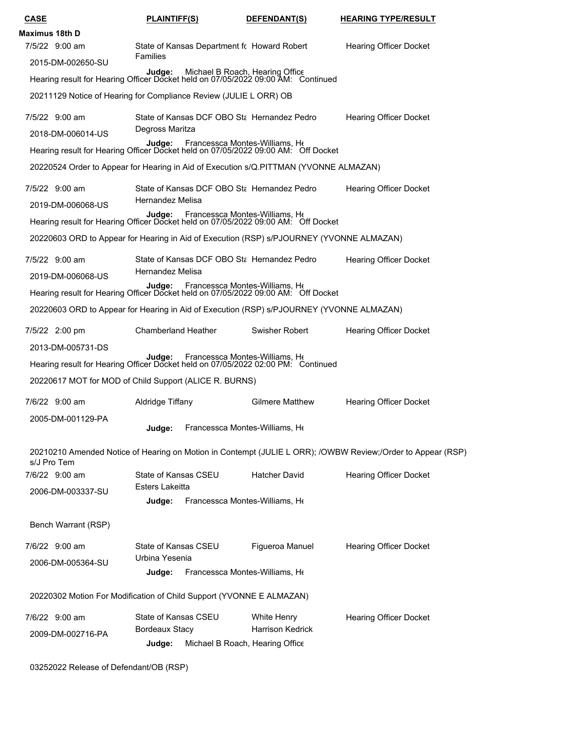| CASE | PLAINTIFF(S) | DEFENDANT(S) | HEARING TYPE/RESULT |
|---|---|---|---|

**Maximus 18th D**

| | | | |
|---|---|---|---|
| 7/5/22 9:00 am | State of Kansas Department fc Families | Howard Robert | Hearing Officer Docket |
| 2015-DM-002650-SU | **Judge:** Michael B Roach, Hearing Office | | |

Hearing result for Hearing Officer Docket held on 07/05/2022 09:00 AM: Continued

20211129 Notice of Hearing for Compliance Review (JULIE L ORR) OB

| | | | |
|---|---|---|---|
| 7/5/22 9:00 am | State of Kansas DCF OBO Stε Degross Maritza | Hernandez Pedro | Hearing Officer Docket |
| 2018-DM-006014-US | **Judge:** Francessca Montes-Williams, He | | |

Hearing result for Hearing Officer Docket held on 07/05/2022 09:00 AM: Off Docket

20220524 Order to Appear for Hearing in Aid of Execution s/Q.PITTMAN (YVONNE ALMAZAN)

| | | | |
|---|---|---|---|
| 7/5/22 9:00 am | State of Kansas DCF OBO Stε Hernandez Melisa | Hernandez Pedro | Hearing Officer Docket |
| 2019-DM-006068-US | **Judge:** Francessca Montes-Williams, He | | |

Hearing result for Hearing Officer Docket held on 07/05/2022 09:00 AM: Off Docket

20220603 ORD to Appear for Hearing in Aid of Execution (RSP) s/PJOURNEY (YVONNE ALMAZAN)

| | | | |
|---|---|---|---|
| 7/5/22 9:00 am | State of Kansas DCF OBO Stε Hernandez Melisa | Hernandez Pedro | Hearing Officer Docket |
| 2019-DM-006068-US | **Judge:** Francessca Montes-Williams, He | | |

Hearing result for Hearing Officer Docket held on 07/05/2022 09:00 AM: Off Docket

20220603 ORD to Appear for Hearing in Aid of Execution (RSP) s/PJOURNEY (YVONNE ALMAZAN)

| | | | |
|---|---|---|---|
| 7/5/22 2:00 pm | Chamberland Heather | Swisher Robert | Hearing Officer Docket |
| 2013-DM-005731-DS | **Judge:** Francessca Montes-Williams, He | | |

Hearing result for Hearing Officer Docket held on 07/05/2022 02:00 PM: Continued

20220617 MOT for MOD of Child Support (ALICE R. BURNS)

| | | | |
|---|---|---|---|
| 7/6/22 9:00 am | Aldridge Tiffany | Gilmere Matthew | Hearing Officer Docket |
| 2005-DM-001129-PA | **Judge:** Francessca Montes-Williams, He | | |

20210210 Amended Notice of Hearing on Motion in Contempt (JULIE L ORR); /OWBW Review;/Order to Appear (RSP) s/J Pro Tem

| | | | |
|---|---|---|---|
| 7/6/22 9:00 am | State of Kansas CSEU Esters Lakeitta | Hatcher David | Hearing Officer Docket |
| 2006-DM-003337-SU | **Judge:** Francessca Montes-Williams, He | | |

Bench Warrant (RSP)

| | | | |
|---|---|---|---|
| 7/6/22 9:00 am | State of Kansas CSEU Urbina Yesenia | Figueroa Manuel | Hearing Officer Docket |
| 2006-DM-005364-SU | **Judge:** Francessca Montes-Williams, He | | |

20220302 Motion For Modification of Child Support (YVONNE E ALMAZAN)

| | | | |
|---|---|---|---|
| 7/6/22 9:00 am | State of Kansas CSEU Bordeaux Stacy | White Henry Harrison Kedrick | Hearing Officer Docket |
| 2009-DM-002716-PA | **Judge:** Michael B Roach, Hearing Office | | |

03252022 Release of Defendant/OB (RSP)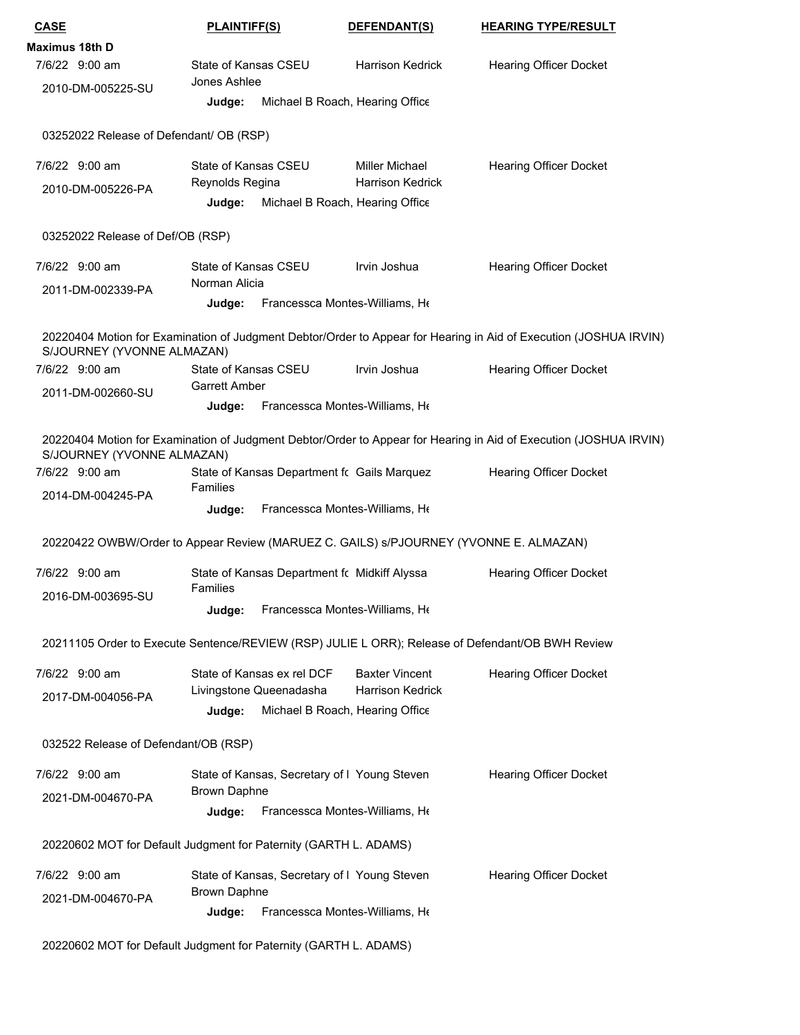| CASE | PLAINTIFF(S) | DEFENDANT(S) | HEARING TYPE/RESULT |
| --- | --- | --- | --- |

**Maximus 18th D**

| CASE | PLAINTIFF(S) | DEFENDANT(S) | HEARING TYPE/RESULT |
| --- | --- | --- | --- |
| 7/6/22 9:00 am<br>2010-DM-005225-SU | State of Kansas CSEU<br>Jones Ashlee<br>**Judge:** Michael B Roach, Hearing Office | Harrison Kedrick | Hearing Officer Docket |

03252022 Release of Defendant/ OB (RSP)

| CASE | PLAINTIFF(S) | DEFENDANT(S) | HEARING TYPE/RESULT |
| --- | --- | --- | --- |
| 7/6/22 9:00 am<br>2010-DM-005226-PA | State of Kansas CSEU<br>Reynolds Regina<br>**Judge:** Michael B Roach, Hearing Office | Miller Michael<br>Harrison Kedrick | Hearing Officer Docket |

03252022 Release of Def/OB (RSP)

| CASE | PLAINTIFF(S) | DEFENDANT(S) | HEARING TYPE/RESULT |
| --- | --- | --- | --- |
| 7/6/22 9:00 am<br>2011-DM-002339-PA | State of Kansas CSEU<br>Norman Alicia<br>**Judge:** Francessca Montes-Williams, He | Irvin Joshua | Hearing Officer Docket |

20220404 Motion for Examination of Judgment Debtor/Order to Appear for Hearing in Aid of Execution (JOSHUA IRVIN) S/JOURNEY (YVONNE ALMAZAN)

| CASE | PLAINTIFF(S) | DEFENDANT(S) | HEARING TYPE/RESULT |
| --- | --- | --- | --- |
| 7/6/22 9:00 am<br>2011-DM-002660-SU | State of Kansas CSEU<br>Garrett Amber<br>**Judge:** Francessca Montes-Williams, He | Irvin Joshua | Hearing Officer Docket |

20220404 Motion for Examination of Judgment Debtor/Order to Appear for Hearing in Aid of Execution (JOSHUA IRVIN) S/JOURNEY (YVONNE ALMAZAN)

| CASE | PLAINTIFF(S) | DEFENDANT(S) | HEARING TYPE/RESULT |
| --- | --- | --- | --- |
| 7/6/22 9:00 am<br>2014-DM-004245-PA | State of Kansas Department fc Families<br>**Judge:** Francessca Montes-Williams, He | Gails Marquez | Hearing Officer Docket |

20220422 OWBW/Order to Appear Review (MARUEZ C. GAILS) s/PJOURNEY (YVONNE E. ALMAZAN)

| CASE | PLAINTIFF(S) | DEFENDANT(S) | HEARING TYPE/RESULT |
| --- | --- | --- | --- |
| 7/6/22 9:00 am<br>2016-DM-003695-SU | State of Kansas Department fc Families<br>**Judge:** Francessca Montes-Williams, He | Midkiff Alyssa | Hearing Officer Docket |

20211105 Order to Execute Sentence/REVIEW (RSP) JULIE L ORR); Release of Defendant/OB BWH Review

| CASE | PLAINTIFF(S) | DEFENDANT(S) | HEARING TYPE/RESULT |
| --- | --- | --- | --- |
| 7/6/22 9:00 am<br>2017-DM-004056-PA | State of Kansas ex rel DCF<br>Livingstone Queenadasha<br>**Judge:** Michael B Roach, Hearing Office | Baxter Vincent<br>Harrison Kedrick | Hearing Officer Docket |

032522 Release of Defendant/OB (RSP)

| CASE | PLAINTIFF(S) | DEFENDANT(S) | HEARING TYPE/RESULT |
| --- | --- | --- | --- |
| 7/6/22 9:00 am<br>2021-DM-004670-PA | State of Kansas, Secretary of I<br>Brown Daphne<br>**Judge:** Francessca Montes-Williams, He | Young Steven | Hearing Officer Docket |

20220602 MOT for Default Judgment for Paternity (GARTH L. ADAMS)

| CASE | PLAINTIFF(S) | DEFENDANT(S) | HEARING TYPE/RESULT |
| --- | --- | --- | --- |
| 7/6/22 9:00 am<br>2021-DM-004670-PA | State of Kansas, Secretary of I<br>Brown Daphne<br>**Judge:** Francessca Montes-Williams, He | Young Steven | Hearing Officer Docket |

20220602 MOT for Default Judgment for Paternity (GARTH L. ADAMS)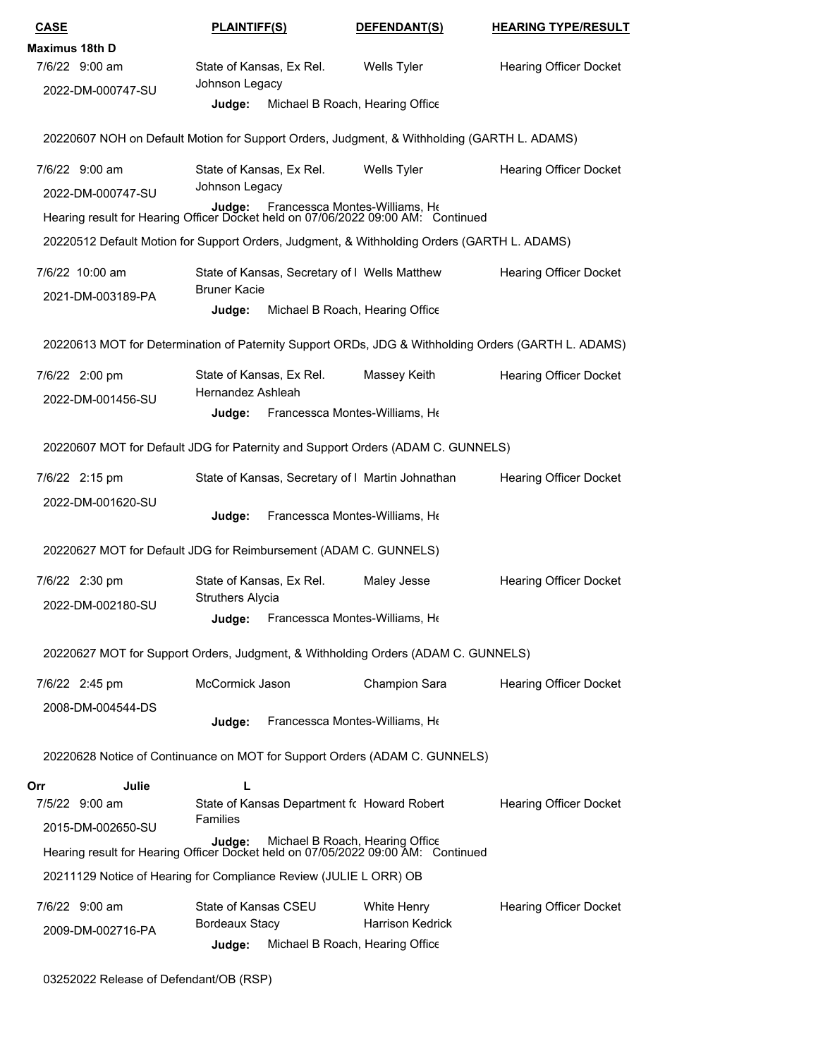| CASE | PLAINTIFF(S) | DEFENDANT(S) | HEARING TYPE/RESULT |
|---|---|---|---|

**Maximus 18th D**

| CASE | PLAINTIFF(S) | DEFENDANT(S) | HEARING TYPE/RESULT |
|---|---|---|---|
| 7/6/22 9:00 am<br>2022-DM-000747-SU | State of Kansas, Ex Rel.<br>Johnson Legacy | Wells Tyler | Hearing Officer Docket |

**Judge:** Michael B Roach, Hearing Office

20220607 NOH on Default Motion for Support Orders, Judgment, & Withholding (GARTH L. ADAMS)

| CASE | PLAINTIFF(S) | DEFENDANT(S) | HEARING TYPE/RESULT |
|---|---|---|---|
| 7/6/22 9:00 am<br>2022-DM-000747-SU | State of Kansas, Ex Rel.<br>Johnson Legacy | Wells Tyler | Hearing Officer Docket |

**Judge:** Francessca Montes-Williams, He

Hearing result for Hearing Officer Docket held on 07/06/2022 09:00 AM: Continued

20220512 Default Motion for Support Orders, Judgment, & Withholding Orders (GARTH L. ADAMS)

| CASE | PLAINTIFF(S) | DEFENDANT(S) | HEARING TYPE/RESULT |
|---|---|---|---|
| 7/6/22 10:00 am<br>2021-DM-003189-PA | State of Kansas, Secretary of I<br>Bruner Kacie | Wells Matthew | Hearing Officer Docket |

**Judge:** Michael B Roach, Hearing Office

20220613 MOT for Determination of Paternity Support ORDs, JDG & Withholding Orders (GARTH L. ADAMS)

| CASE | PLAINTIFF(S) | DEFENDANT(S) | HEARING TYPE/RESULT |
|---|---|---|---|
| 7/6/22 2:00 pm<br>2022-DM-001456-SU | State of Kansas, Ex Rel.<br>Hernandez Ashleah | Massey Keith | Hearing Officer Docket |

**Judge:** Francessca Montes-Williams, He

20220607 MOT for Default JDG for Paternity and Support Orders (ADAM C. GUNNELS)

| CASE | PLAINTIFF(S) | DEFENDANT(S) | HEARING TYPE/RESULT |
|---|---|---|---|
| 7/6/22 2:15 pm<br>2022-DM-001620-SU | State of Kansas, Secretary of I | Martin Johnathan | Hearing Officer Docket |

**Judge:** Francessca Montes-Williams, He

20220627 MOT for Default JDG for Reimbursement (ADAM C. GUNNELS)

| CASE | PLAINTIFF(S) | DEFENDANT(S) | HEARING TYPE/RESULT |
|---|---|---|---|
| 7/6/22 2:30 pm<br>2022-DM-002180-SU | State of Kansas, Ex Rel.<br>Struthers Alycia | Maley Jesse | Hearing Officer Docket |

**Judge:** Francessca Montes-Williams, He

20220627 MOT for Support Orders, Judgment, & Withholding Orders (ADAM C. GUNNELS)

| CASE | PLAINTIFF(S) | DEFENDANT(S) | HEARING TYPE/RESULT |
|---|---|---|---|
| 7/6/22 2:45 pm<br>2008-DM-004544-DS | McCormick Jason | Champion Sara | Hearing Officer Docket |

**Judge:** Francessca Montes-Williams, He

20220628 Notice of Continuance on MOT for Support Orders (ADAM C. GUNNELS)

**Orr Julie L**

| CASE | PLAINTIFF(S) | DEFENDANT(S) | HEARING TYPE/RESULT |
|---|---|---|---|
| 7/5/22 9:00 am<br>2015-DM-002650-SU | State of Kansas Department fo<br>Families | Howard Robert | Hearing Officer Docket |

**Judge:** Michael B Roach, Hearing Office

Hearing result for Hearing Officer Docket held on 07/05/2022 09:00 AM: Continued

20211129 Notice of Hearing for Compliance Review (JULIE L ORR) OB

| CASE | PLAINTIFF(S) | DEFENDANT(S) | HEARING TYPE/RESULT |
|---|---|---|---|
| 7/6/22 9:00 am<br>2009-DM-002716-PA | State of Kansas CSEU<br>Bordeaux Stacy | White Henry<br>Harrison Kedrick | Hearing Officer Docket |

**Judge:** Michael B Roach, Hearing Office

03252022 Release of Defendant/OB (RSP)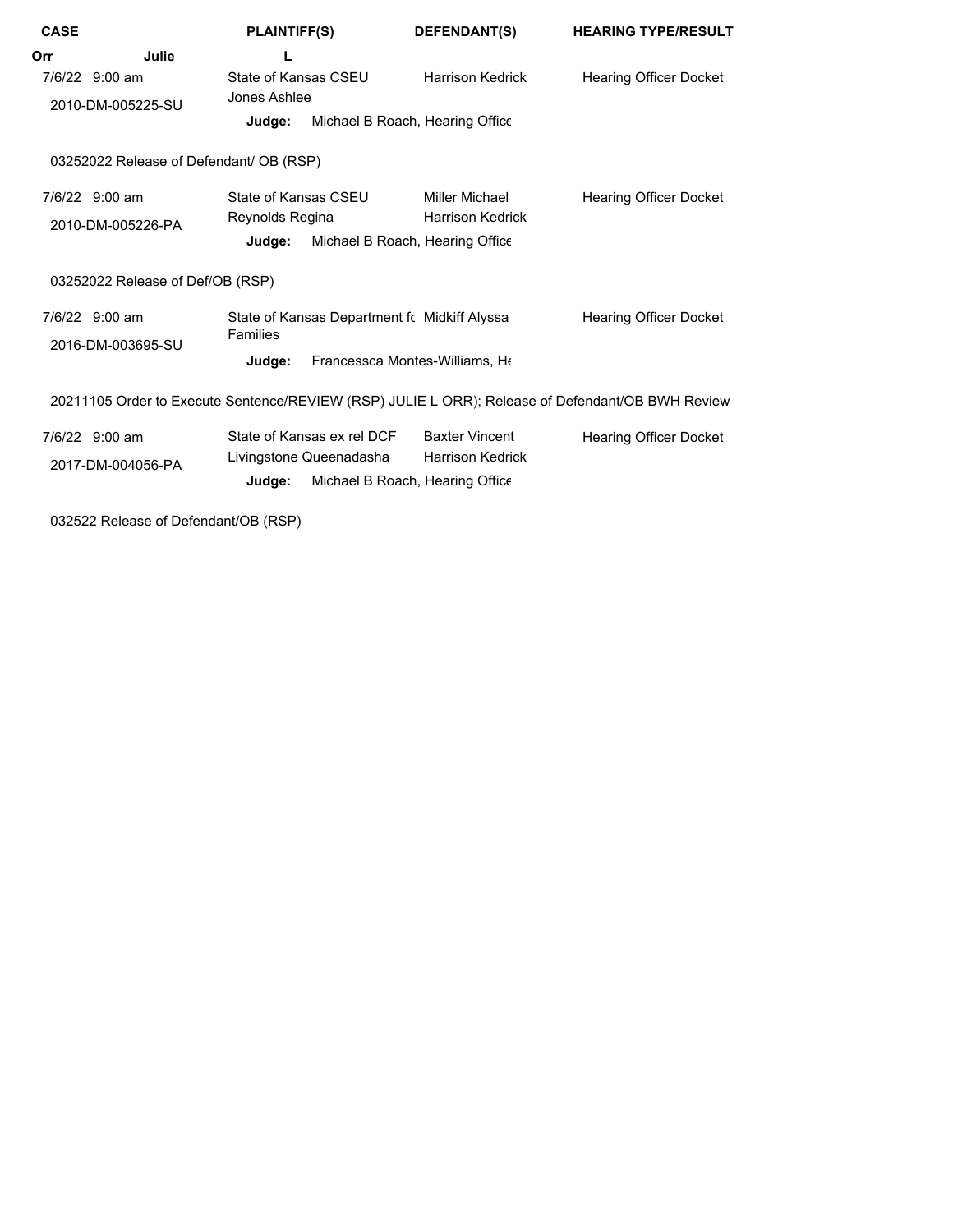| CASE | PLAINTIFF(S) | DEFENDANT(S) | HEARING TYPE/RESULT |
|---|---|---|---|
| **Orr Julie** | **L** | | |
| 7/6/22 9:00 am<br>2010-DM-005225-SU | State of Kansas CSEU<br>Jones Ashlee<br>**Judge:** Michael B Roach, Hearing Office | Harrison Kedrick | Hearing Officer Docket |
| 03252022 Release of Defendant/ OB (RSP) | | | |
| 7/6/22 9:00 am<br>2010-DM-005226-PA | State of Kansas CSEU<br>Reynolds Regina<br>**Judge:** Michael B Roach, Hearing Office | Miller Michael<br>Harrison Kedrick | Hearing Officer Docket |
| 03252022 Release of Def/OB (RSP) | | | |
| 7/6/22 9:00 am<br>2016-DM-003695-SU | State of Kansas Department fo Families<br>**Judge:** Francessca Montes-Williams, He | Midkiff Alyssa | Hearing Officer Docket |
| 20211105 Order to Execute Sentence/REVIEW (RSP) JULIE L ORR); Release of Defendant/OB BWH Review | | | |
| 7/6/22 9:00 am<br>2017-DM-004056-PA | State of Kansas ex rel DCF<br>Livingstone Queenadasha<br>**Judge:** Michael B Roach, Hearing Office | Baxter Vincent<br>Harrison Kedrick | Hearing Officer Docket |
| 032522 Release of Defendant/OB (RSP) | | | |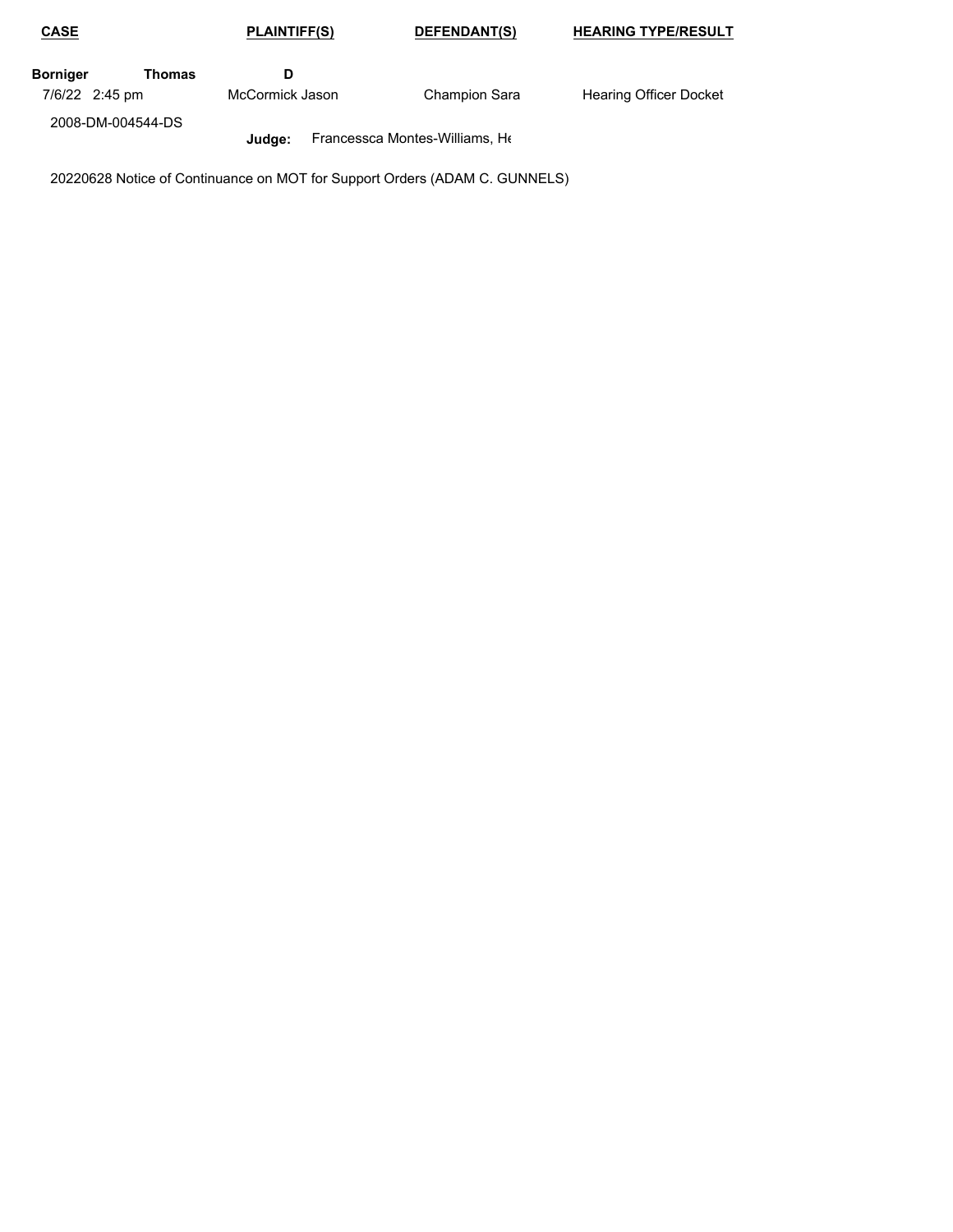| CASE | PLAINTIFF(S) | DEFENDANT(S) | HEARING TYPE/RESULT |
|---|---|---|---|
| **Borniger Thomas D** | | | |
| 7/6/22 2:45 pm | McCormick Jason | Champion Sara | Hearing Officer Docket |
| 2008-DM-004544-DS | **Judge:** Francessca Montes-Williams, He | | |

20220628 Notice of Continuance on MOT for Support Orders (ADAM C. GUNNELS)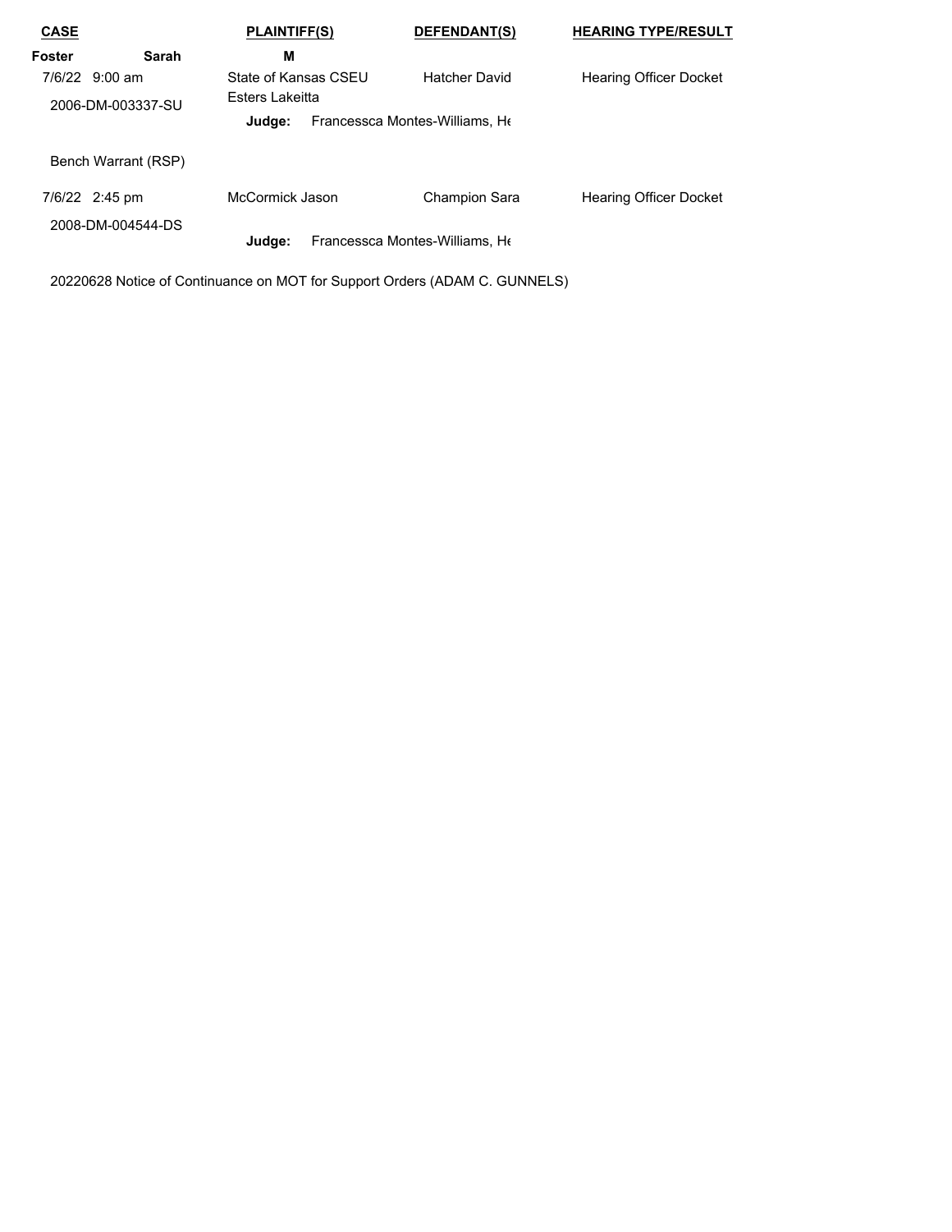| CASE | PLAINTIFF(S) | DEFENDANT(S) | HEARING TYPE/RESULT |
|---|---|---|---|
| **Foster Sarah** | **M** | | |
| 7/6/22 9:00 am<br>2006-DM-003337-SU | State of Kansas CSEU<br>Esters Lakeitta | Hatcher David | Hearing Officer Docket |
| | **Judge:** Francessca Montes-Williams, He | | |
| Bench Warrant (RSP) | | | |
| 7/6/22 2:45 pm<br>2008-DM-004544-DS | McCormick Jason | Champion Sara | Hearing Officer Docket |
| | **Judge:** Francessca Montes-Williams, He | | |

20220628 Notice of Continuance on MOT for Support Orders (ADAM C. GUNNELS)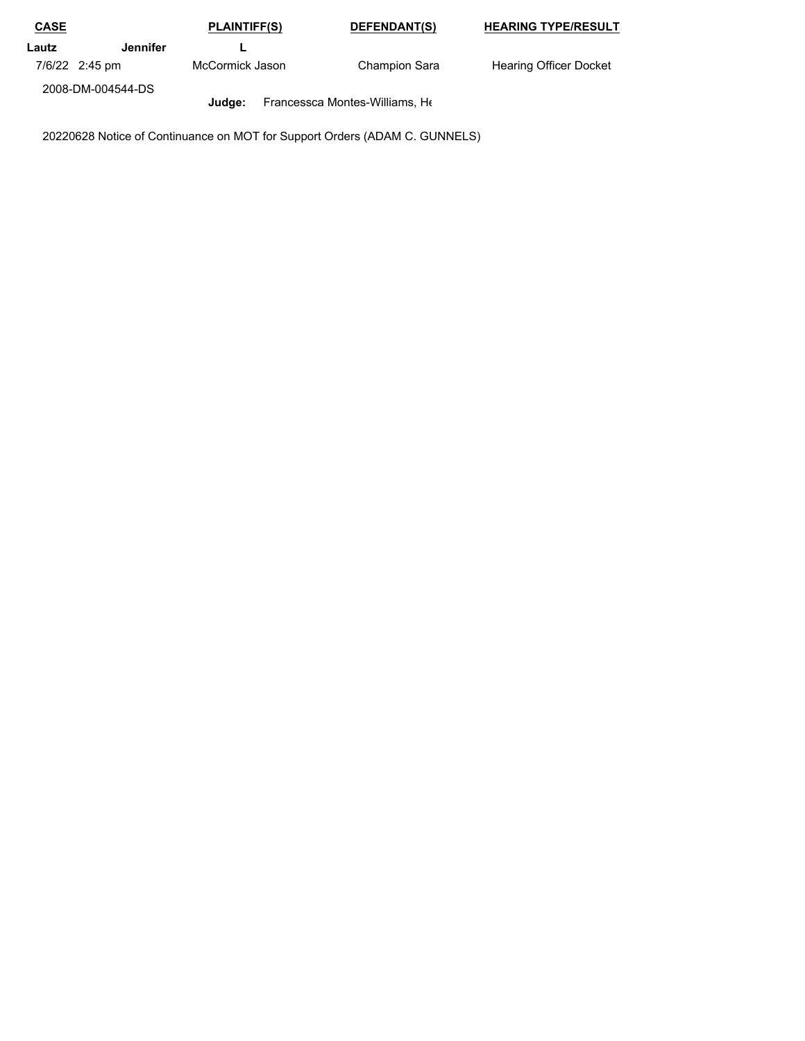| CASE | PLAINTIFF(S) | DEFENDANT(S) | HEARING TYPE/RESULT |
| --- | --- | --- | --- |
| **Lautz Jennifer** | **L** | | |
| 7/6/22 2:45 pm | McCormick Jason | Champion Sara | Hearing Officer Docket |
| 2008-DM-004544-DS | **Judge:** Francessca Montes-Williams, He | | |

20220628 Notice of Continuance on MOT for Support Orders (ADAM C. GUNNELS)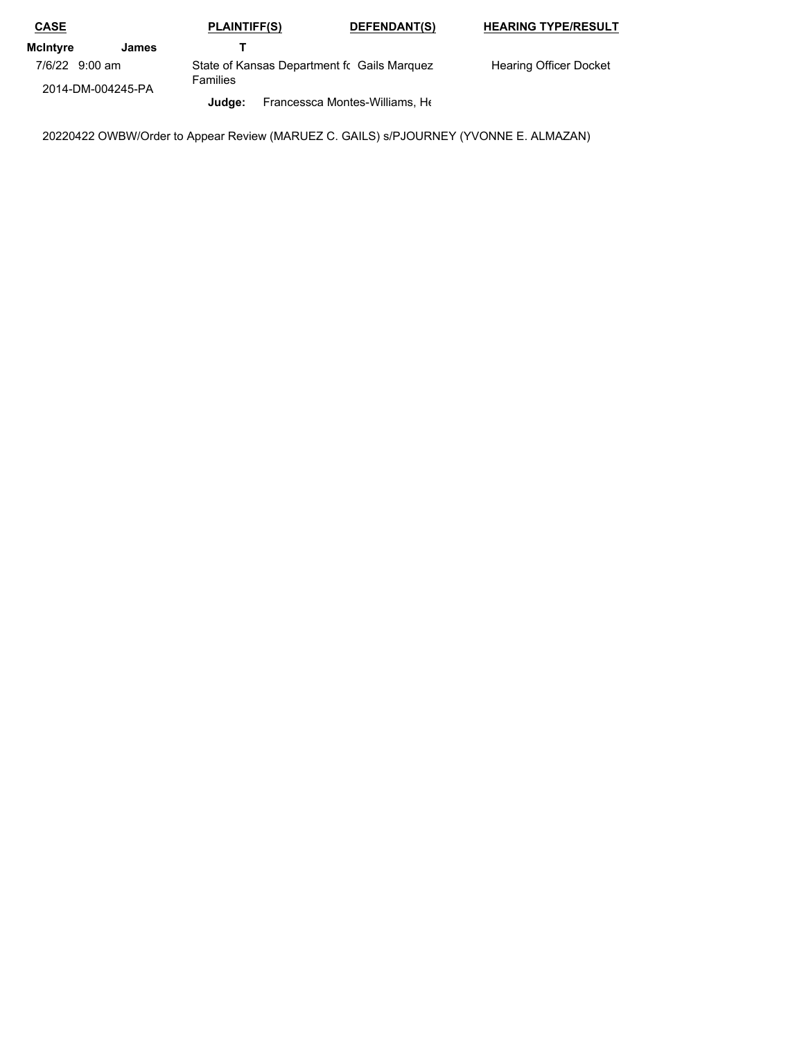| CASE | PLAINTIFF(S) | DEFENDANT(S) | HEARING TYPE/RESULT |
|---|---|---|---|
| **McIntyre James** | **T** | | |
| 7/6/22 9:00 am<br>2014-DM-004245-PA | State of Kansas Department fc Families | Gails Marquez | Hearing Officer Docket |
| | **Judge:** Francessca Montes-Williams, He | | |

20220422 OWBW/Order to Appear Review (MARUEZ C. GAILS) s/PJOURNEY (YVONNE E. ALMAZAN)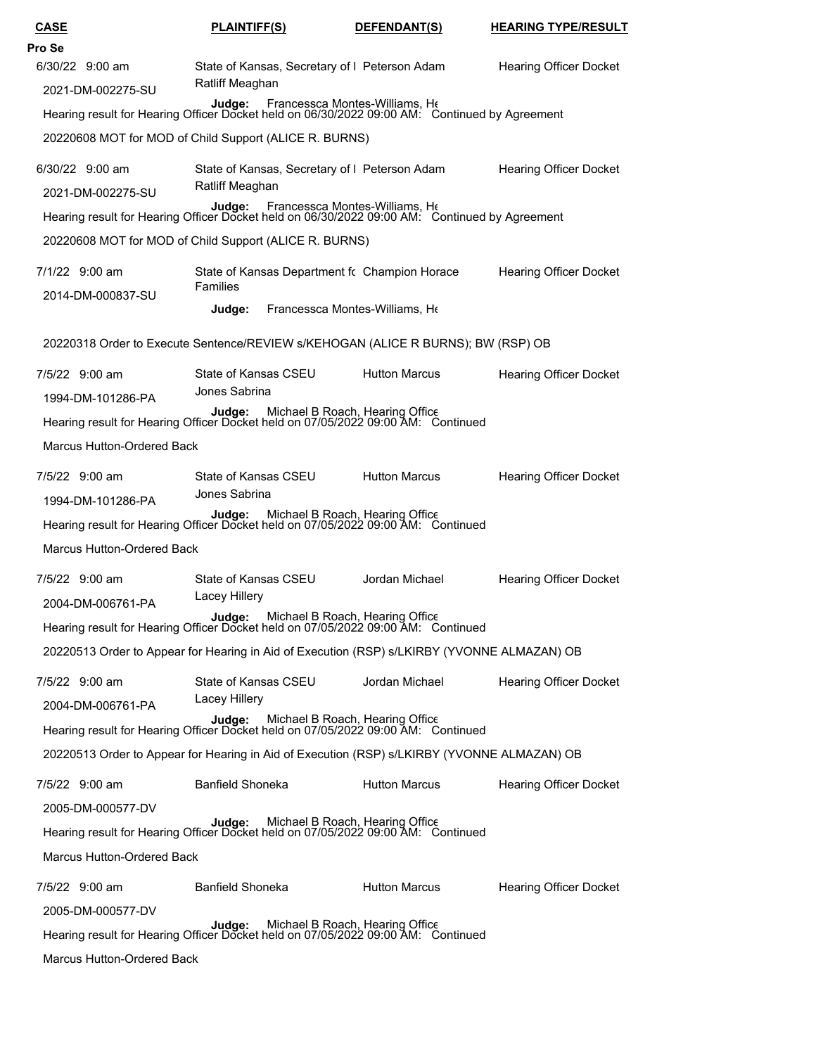| CASE | PLAINTIFF(S) | DEFENDANT(S) | HEARING TYPE/RESULT |
|---|---|---|---|

**Pro Se**

| CASE | PLAINTIFF(S) | DEFENDANT(S) | HEARING TYPE/RESULT |
|---|---|---|---|
| 6/30/22 9:00 am<br>2021-DM-002275-SU | State of Kansas, Secretary of I<br>Ratliff Meaghan | Peterson Adam | Hearing Officer Docket |

**Judge:** Francessca Montes-Williams, He

Hearing result for Hearing Officer Docket held on 06/30/2022 09:00 AM: Continued by Agreement

20220608 MOT for MOD of Child Support (ALICE R. BURNS)

| CASE | PLAINTIFF(S) | DEFENDANT(S) | HEARING TYPE/RESULT |
|---|---|---|---|
| 6/30/22 9:00 am<br>2021-DM-002275-SU | State of Kansas, Secretary of I<br>Ratliff Meaghan | Peterson Adam | Hearing Officer Docket |

**Judge:** Francessca Montes-Williams, He

Hearing result for Hearing Officer Docket held on 06/30/2022 09:00 AM: Continued by Agreement

20220608 MOT for MOD of Child Support (ALICE R. BURNS)

| CASE | PLAINTIFF(S) | DEFENDANT(S) | HEARING TYPE/RESULT |
|---|---|---|---|
| 7/1/22 9:00 am<br>2014-DM-000837-SU | State of Kansas Department fc<br>Families | Champion Horace | Hearing Officer Docket |

**Judge:** Francessca Montes-Williams, He

20220318 Order to Execute Sentence/REVIEW s/KEHOGAN (ALICE R BURNS); BW (RSP) OB

| CASE | PLAINTIFF(S) | DEFENDANT(S) | HEARING TYPE/RESULT |
|---|---|---|---|
| 7/5/22 9:00 am<br>1994-DM-101286-PA | State of Kansas CSEU<br>Jones Sabrina | Hutton Marcus | Hearing Officer Docket |

**Judge:** Michael B Roach, Hearing Office

Hearing result for Hearing Officer Docket held on 07/05/2022 09:00 AM: Continued

Marcus Hutton-Ordered Back

| CASE | PLAINTIFF(S) | DEFENDANT(S) | HEARING TYPE/RESULT |
|---|---|---|---|
| 7/5/22 9:00 am<br>1994-DM-101286-PA | State of Kansas CSEU<br>Jones Sabrina | Hutton Marcus | Hearing Officer Docket |

**Judge:** Michael B Roach, Hearing Office

Hearing result for Hearing Officer Docket held on 07/05/2022 09:00 AM: Continued

Marcus Hutton-Ordered Back

| CASE | PLAINTIFF(S) | DEFENDANT(S) | HEARING TYPE/RESULT |
|---|---|---|---|
| 7/5/22 9:00 am<br>2004-DM-006761-PA | State of Kansas CSEU<br>Lacey Hillery | Jordan Michael | Hearing Officer Docket |

**Judge:** Michael B Roach, Hearing Office

Hearing result for Hearing Officer Docket held on 07/05/2022 09:00 AM: Continued

20220513 Order to Appear for Hearing in Aid of Execution (RSP) s/LKIRBY (YVONNE ALMAZAN) OB

| CASE | PLAINTIFF(S) | DEFENDANT(S) | HEARING TYPE/RESULT |
|---|---|---|---|
| 7/5/22 9:00 am<br>2004-DM-006761-PA | State of Kansas CSEU<br>Lacey Hillery | Jordan Michael | Hearing Officer Docket |

**Judge:** Michael B Roach, Hearing Office

Hearing result for Hearing Officer Docket held on 07/05/2022 09:00 AM: Continued

20220513 Order to Appear for Hearing in Aid of Execution (RSP) s/LKIRBY (YVONNE ALMAZAN) OB

| CASE | PLAINTIFF(S) | DEFENDANT(S) | HEARING TYPE/RESULT |
|---|---|---|---|
| 7/5/22 9:00 am<br>2005-DM-000577-DV | Banfield Shoneka | Hutton Marcus | Hearing Officer Docket |

**Judge:** Michael B Roach, Hearing Office

Hearing result for Hearing Officer Docket held on 07/05/2022 09:00 AM: Continued

Marcus Hutton-Ordered Back

| CASE | PLAINTIFF(S) | DEFENDANT(S) | HEARING TYPE/RESULT |
|---|---|---|---|
| 7/5/22 9:00 am<br>2005-DM-000577-DV | Banfield Shoneka | Hutton Marcus | Hearing Officer Docket |

**Judge:** Michael B Roach, Hearing Office

Hearing result for Hearing Officer Docket held on 07/05/2022 09:00 AM: Continued

Marcus Hutton-Ordered Back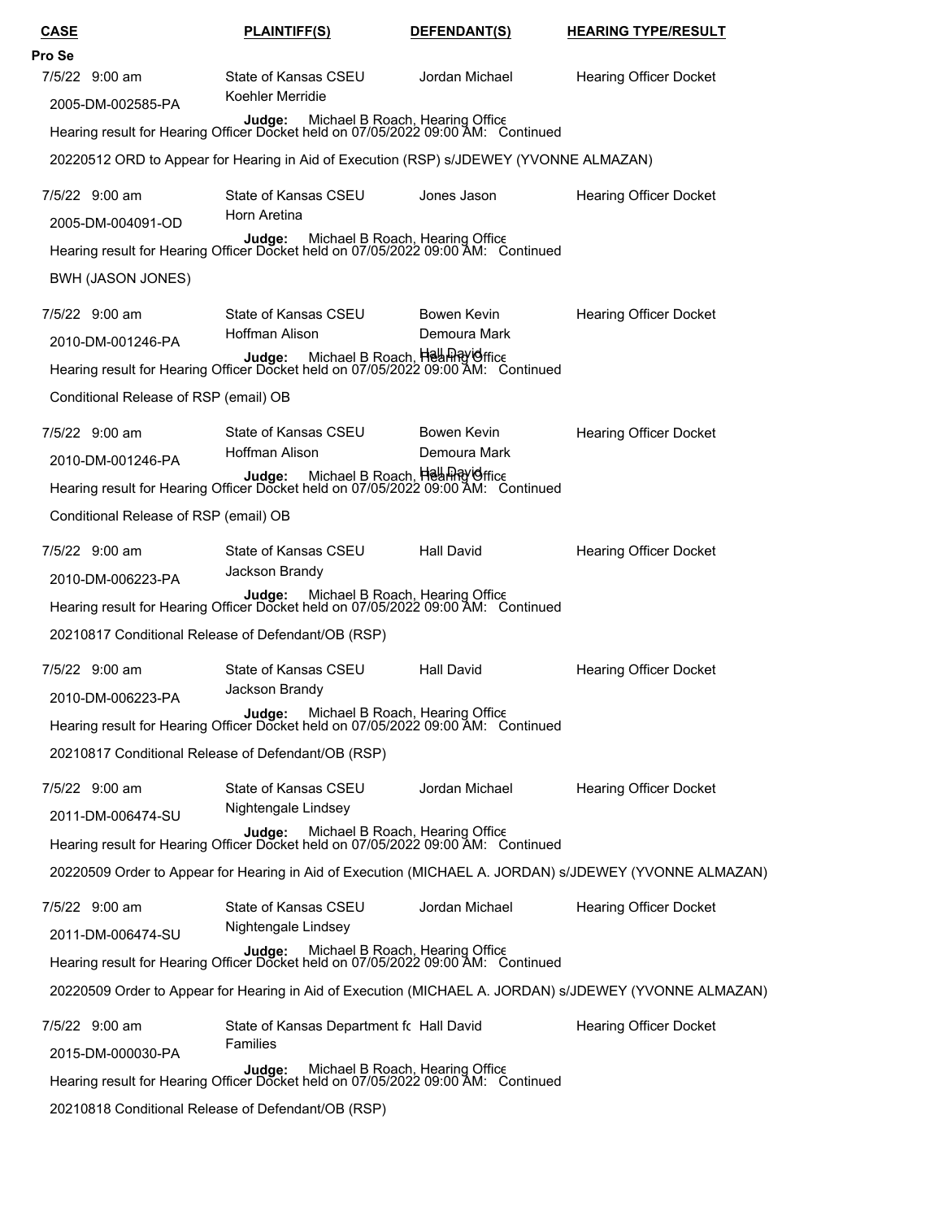| CASE | PLAINTIFF(S) | DEFENDANT(S) | HEARING TYPE/RESULT |
|---|---|---|---|

**Pro Se**

| 7/5/22 9:00 am | State of Kansas CSEU | Jordan Michael | Hearing Officer Docket |
|---|---|---|---|
| 2005-DM-002585-PA | Koehler Merridie | | |

**Judge:** Michael B Roach, Hearing Office
Hearing result for Hearing Officer Docket held on 07/05/2022 09:00 AM: Continued

20220512 ORD to Appear for Hearing in Aid of Execution (RSP) s/JDEWEY (YVONNE ALMAZAN)

| 7/5/22 9:00 am | State of Kansas CSEU | Jones Jason | Hearing Officer Docket |
|---|---|---|---|
| 2005-DM-004091-OD | Horn Aretina | | |

**Judge:** Michael B Roach, Hearing Office
Hearing result for Hearing Officer Docket held on 07/05/2022 09:00 AM: Continued

BWH (JASON JONES)

| 7/5/22 9:00 am | State of Kansas CSEU | Bowen Kevin | Hearing Officer Docket |
|---|---|---|---|
| 2010-DM-001246-PA | Hoffman Alison | Demoura Mark | |
| | | Hall David | |

**Judge:** Michael B Roach, Hearing Office
Hearing result for Hearing Officer Docket held on 07/05/2022 09:00 AM: Continued

Conditional Release of RSP (email) OB

| 7/5/22 9:00 am | State of Kansas CSEU | Bowen Kevin | Hearing Officer Docket |
|---|---|---|---|
| 2010-DM-001246-PA | Hoffman Alison | Demoura Mark | |
| | | Hall David | |

**Judge:** Michael B Roach, Hearing Office
Hearing result for Hearing Officer Docket held on 07/05/2022 09:00 AM: Continued

Conditional Release of RSP (email) OB

| 7/5/22 9:00 am | State of Kansas CSEU | Hall David | Hearing Officer Docket |
|---|---|---|---|
| 2010-DM-006223-PA | Jackson Brandy | | |

**Judge:** Michael B Roach, Hearing Office
Hearing result for Hearing Officer Docket held on 07/05/2022 09:00 AM: Continued

20210817 Conditional Release of Defendant/OB (RSP)

| 7/5/22 9:00 am | State of Kansas CSEU | Hall David | Hearing Officer Docket |
|---|---|---|---|
| 2010-DM-006223-PA | Jackson Brandy | | |

**Judge:** Michael B Roach, Hearing Office
Hearing result for Hearing Officer Docket held on 07/05/2022 09:00 AM: Continued

20210817 Conditional Release of Defendant/OB (RSP)

| 7/5/22 9:00 am | State of Kansas CSEU | Jordan Michael | Hearing Officer Docket |
|---|---|---|---|
| 2011-DM-006474-SU | Nightengale Lindsey | | |

**Judge:** Michael B Roach, Hearing Office
Hearing result for Hearing Officer Docket held on 07/05/2022 09:00 AM: Continued

20220509 Order to Appear for Hearing in Aid of Execution (MICHAEL A. JORDAN) s/JDEWEY (YVONNE ALMAZAN)

| 7/5/22 9:00 am | State of Kansas CSEU | Jordan Michael | Hearing Officer Docket |
|---|---|---|---|
| 2011-DM-006474-SU | Nightengale Lindsey | | |

**Judge:** Michael B Roach, Hearing Office
Hearing result for Hearing Officer Docket held on 07/05/2022 09:00 AM: Continued

20220509 Order to Appear for Hearing in Aid of Execution (MICHAEL A. JORDAN) s/JDEWEY (YVONNE ALMAZAN)

| 7/5/22 9:00 am | State of Kansas Department fc Families | Hall David | Hearing Officer Docket |
|---|---|---|---|
| 2015-DM-000030-PA | | | |

**Judge:** Michael B Roach, Hearing Office
Hearing result for Hearing Officer Docket held on 07/05/2022 09:00 AM: Continued

20210818 Conditional Release of Defendant/OB (RSP)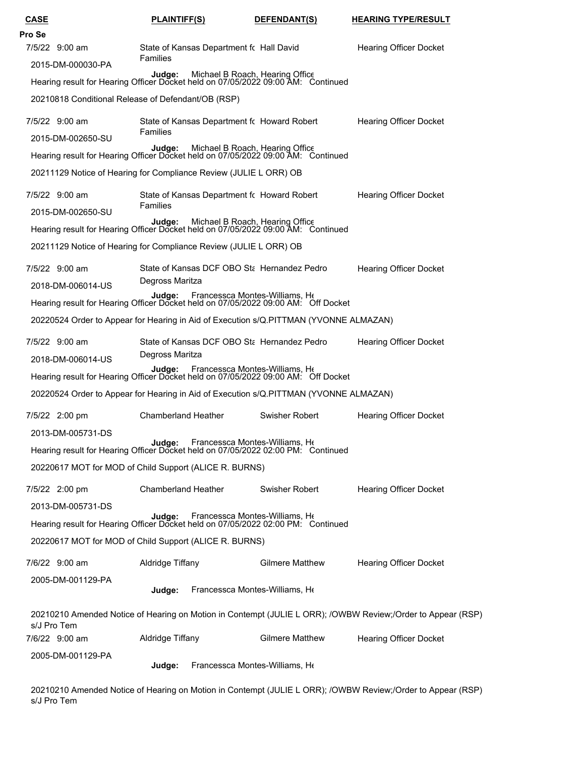| CASE | PLAINTIFF(S) | DEFENDANT(S) | HEARING TYPE/RESULT |
|---|---|---|---|

**Pro Se**

7/5/22 9:00 am | State of Kansas Department fo Families | Hall David | Hearing Officer Docket
2015-DM-000030-PA

**Judge:** Michael B Roach, Hearing Office
Hearing result for Hearing Officer Docket held on 07/05/2022 09:00 AM: Continued

20210818 Conditional Release of Defendant/OB (RSP)

7/5/22 9:00 am | State of Kansas Department fo Families | Howard Robert | Hearing Officer Docket
2015-DM-002650-SU

**Judge:** Michael B Roach, Hearing Office
Hearing result for Hearing Officer Docket held on 07/05/2022 09:00 AM: Continued

20211129 Notice of Hearing for Compliance Review (JULIE L ORR) OB

7/5/22 9:00 am | State of Kansas Department fo Families | Howard Robert | Hearing Officer Docket
2015-DM-002650-SU

**Judge:** Michael B Roach, Hearing Office
Hearing result for Hearing Officer Docket held on 07/05/2022 09:00 AM: Continued

20211129 Notice of Hearing for Compliance Review (JULIE L ORR) OB

7/5/22 9:00 am | State of Kansas DCF OBO Sta Degross Maritza | Hernandez Pedro | Hearing Officer Docket
2018-DM-006014-US

**Judge:** Francessca Montes-Williams, He
Hearing result for Hearing Officer Docket held on 07/05/2022 09:00 AM: Off Docket

20220524 Order to Appear for Hearing in Aid of Execution s/Q.PITTMAN (YVONNE ALMAZAN)

7/5/22 9:00 am | State of Kansas DCF OBO Sta Degross Maritza | Hernandez Pedro | Hearing Officer Docket
2018-DM-006014-US

**Judge:** Francessca Montes-Williams, He
Hearing result for Hearing Officer Docket held on 07/05/2022 09:00 AM: Off Docket

20220524 Order to Appear for Hearing in Aid of Execution s/Q.PITTMAN (YVONNE ALMAZAN)

7/5/22 2:00 pm | Chamberland Heather | Swisher Robert | Hearing Officer Docket
2013-DM-005731-DS

**Judge:** Francessca Montes-Williams, He
Hearing result for Hearing Officer Docket held on 07/05/2022 02:00 PM: Continued

20220617 MOT for MOD of Child Support (ALICE R. BURNS)

7/5/22 2:00 pm | Chamberland Heather | Swisher Robert | Hearing Officer Docket
2013-DM-005731-DS

**Judge:** Francessca Montes-Williams, He
Hearing result for Hearing Officer Docket held on 07/05/2022 02:00 PM: Continued

20220617 MOT for MOD of Child Support (ALICE R. BURNS)

7/6/22 9:00 am | Aldridge Tiffany | Gilmere Matthew | Hearing Officer Docket
2005-DM-001129-PA

**Judge:** Francessca Montes-Williams, He

20210210 Amended Notice of Hearing on Motion in Contempt (JULIE L ORR); /OWBW Review;/Order to Appear (RSP) s/J Pro Tem

7/6/22 9:00 am | Aldridge Tiffany | Gilmere Matthew | Hearing Officer Docket
2005-DM-001129-PA

**Judge:** Francessca Montes-Williams, He

20210210 Amended Notice of Hearing on Motion in Contempt (JULIE L ORR); /OWBW Review;/Order to Appear (RSP) s/J Pro Tem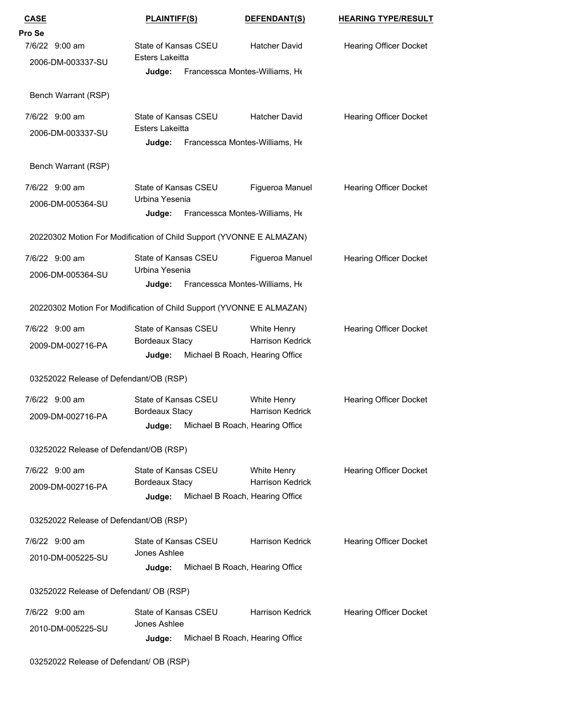| CASE | PLAINTIFF(S) | DEFENDANT(S) | HEARING TYPE/RESULT |
|---|---|---|---|
| **Pro Se** | | | |
| 7/6/22 9:00 am<br>2006-DM-003337-SU | State of Kansas CSEU<br>Esters Lakeitta<br>**Judge:** Francessca Montes-Williams, He | Hatcher David | Hearing Officer Docket |
| Bench Warrant (RSP) | | | |
| 7/6/22 9:00 am<br>2006-DM-003337-SU | State of Kansas CSEU<br>Esters Lakeitta<br>**Judge:** Francessca Montes-Williams, He | Hatcher David | Hearing Officer Docket |
| Bench Warrant (RSP) | | | |
| 7/6/22 9:00 am<br>2006-DM-005364-SU | State of Kansas CSEU<br>Urbina Yesenia<br>**Judge:** Francessca Montes-Williams, He | Figueroa Manuel | Hearing Officer Docket |
| 20220302 Motion For Modification of Child Support (YVONNE E ALMAZAN) | | | |
| 7/6/22 9:00 am<br>2006-DM-005364-SU | State of Kansas CSEU<br>Urbina Yesenia<br>**Judge:** Francessca Montes-Williams, He | Figueroa Manuel | Hearing Officer Docket |
| 20220302 Motion For Modification of Child Support (YVONNE E ALMAZAN) | | | |
| 7/6/22 9:00 am<br>2009-DM-002716-PA | State of Kansas CSEU<br>Bordeaux Stacy<br>**Judge:** Michael B Roach, Hearing Office | White Henry<br>Harrison Kedrick | Hearing Officer Docket |
| 03252022 Release of Defendant/OB (RSP) | | | |
| 7/6/22 9:00 am<br>2009-DM-002716-PA | State of Kansas CSEU<br>Bordeaux Stacy<br>**Judge:** Michael B Roach, Hearing Office | White Henry<br>Harrison Kedrick | Hearing Officer Docket |
| 03252022 Release of Defendant/OB (RSP) | | | |
| 7/6/22 9:00 am<br>2009-DM-002716-PA | State of Kansas CSEU<br>Bordeaux Stacy<br>**Judge:** Michael B Roach, Hearing Office | White Henry<br>Harrison Kedrick | Hearing Officer Docket |
| 03252022 Release of Defendant/OB (RSP) | | | |
| 7/6/22 9:00 am<br>2010-DM-005225-SU | State of Kansas CSEU<br>Jones Ashlee<br>**Judge:** Michael B Roach, Hearing Office | Harrison Kedrick | Hearing Officer Docket |
| 03252022 Release of Defendant/ OB (RSP) | | | |
| 7/6/22 9:00 am<br>2010-DM-005225-SU | State of Kansas CSEU<br>Jones Ashlee<br>**Judge:** Michael B Roach, Hearing Office | Harrison Kedrick | Hearing Officer Docket |
| 03252022 Release of Defendant/ OB (RSP) | | | |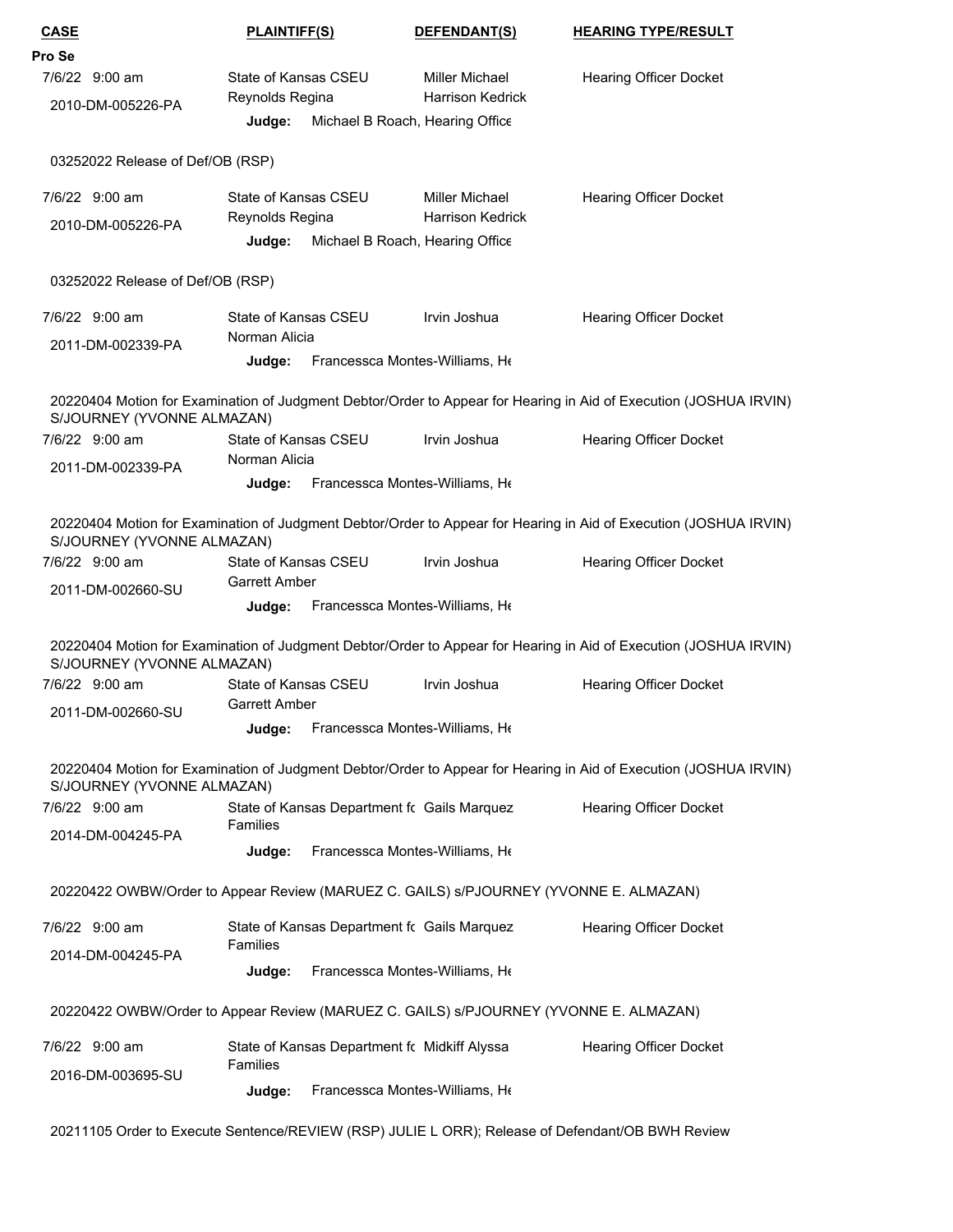| CASE | PLAINTIFF(S) | DEFENDANT(S) | HEARING TYPE/RESULT |
|---|---|---|---|

**Pro Se**

| CASE | PLAINTIFF(S) | DEFENDANT(S) | HEARING TYPE/RESULT |
|---|---|---|---|
| 7/6/22 9:00 am<br>2010-DM-005226-PA | State of Kansas CSEU<br>Reynolds Regina | Miller Michael<br>Harrison Kedrick | Hearing Officer Docket |
| | **Judge:** Michael B Roach, Hearing Office | | |

03252022 Release of Def/OB (RSP)

| CASE | PLAINTIFF(S) | DEFENDANT(S) | HEARING TYPE/RESULT |
|---|---|---|---|
| 7/6/22 9:00 am<br>2010-DM-005226-PA | State of Kansas CSEU<br>Reynolds Regina | Miller Michael<br>Harrison Kedrick | Hearing Officer Docket |
| | **Judge:** Michael B Roach, Hearing Office | | |

03252022 Release of Def/OB (RSP)

| CASE | PLAINTIFF(S) | DEFENDANT(S) | HEARING TYPE/RESULT |
|---|---|---|---|
| 7/6/22 9:00 am<br>2011-DM-002339-PA | State of Kansas CSEU<br>Norman Alicia | Irvin Joshua | Hearing Officer Docket |
| | **Judge:** Francessca Montes-Williams, He | | |

20220404 Motion for Examination of Judgment Debtor/Order to Appear for Hearing in Aid of Execution (JOSHUA IRVIN) S/JOURNEY (YVONNE ALMAZAN)

| CASE | PLAINTIFF(S) | DEFENDANT(S) | HEARING TYPE/RESULT |
|---|---|---|---|
| 7/6/22 9:00 am<br>2011-DM-002339-PA | State of Kansas CSEU<br>Norman Alicia | Irvin Joshua | Hearing Officer Docket |
| | **Judge:** Francessca Montes-Williams, He | | |

20220404 Motion for Examination of Judgment Debtor/Order to Appear for Hearing in Aid of Execution (JOSHUA IRVIN) S/JOURNEY (YVONNE ALMAZAN)

| CASE | PLAINTIFF(S) | DEFENDANT(S) | HEARING TYPE/RESULT |
|---|---|---|---|
| 7/6/22 9:00 am<br>2011-DM-002660-SU | State of Kansas CSEU<br>Garrett Amber | Irvin Joshua | Hearing Officer Docket |
| | **Judge:** Francessca Montes-Williams, He | | |

20220404 Motion for Examination of Judgment Debtor/Order to Appear for Hearing in Aid of Execution (JOSHUA IRVIN) S/JOURNEY (YVONNE ALMAZAN)

| CASE | PLAINTIFF(S) | DEFENDANT(S) | HEARING TYPE/RESULT |
|---|---|---|---|
| 7/6/22 9:00 am<br>2011-DM-002660-SU | State of Kansas CSEU<br>Garrett Amber | Irvin Joshua | Hearing Officer Docket |
| | **Judge:** Francessca Montes-Williams, He | | |

20220404 Motion for Examination of Judgment Debtor/Order to Appear for Hearing in Aid of Execution (JOSHUA IRVIN) S/JOURNEY (YVONNE ALMAZAN)

| CASE | PLAINTIFF(S) | DEFENDANT(S) | HEARING TYPE/RESULT |
|---|---|---|---|
| 7/6/22 9:00 am<br>2014-DM-004245-PA | State of Kansas Department fc Families | Gails Marquez | Hearing Officer Docket |
| | **Judge:** Francessca Montes-Williams, He | | |

20220422 OWBW/Order to Appear Review (MARUEZ C. GAILS) s/PJOURNEY (YVONNE E. ALMAZAN)

| CASE | PLAINTIFF(S) | DEFENDANT(S) | HEARING TYPE/RESULT |
|---|---|---|---|
| 7/6/22 9:00 am<br>2014-DM-004245-PA | State of Kansas Department fc Families | Gails Marquez | Hearing Officer Docket |
| | **Judge:** Francessca Montes-Williams, He | | |

20220422 OWBW/Order to Appear Review (MARUEZ C. GAILS) s/PJOURNEY (YVONNE E. ALMAZAN)

| CASE | PLAINTIFF(S) | DEFENDANT(S) | HEARING TYPE/RESULT |
|---|---|---|---|
| 7/6/22 9:00 am<br>2016-DM-003695-SU | State of Kansas Department fc Families | Midkiff Alyssa | Hearing Officer Docket |
| | **Judge:** Francessca Montes-Williams, He | | |

20211105 Order to Execute Sentence/REVIEW (RSP) JULIE L ORR); Release of Defendant/OB BWH Review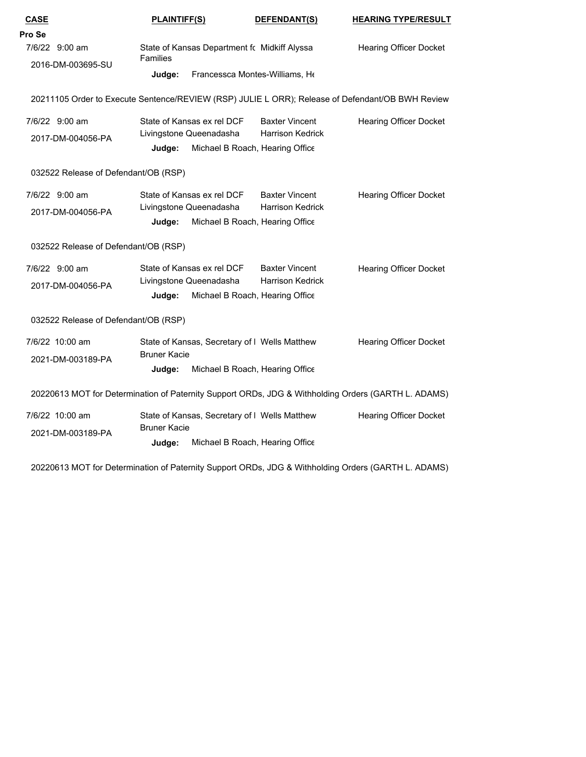| CASE | PLAINTIFF(S) | DEFENDANT(S) | HEARING TYPE/RESULT |
|---|---|---|---|
| **Pro Se** | | | |
| 7/6/22 9:00 am<br>2016-DM-003695-SU | State of Kansas Department fc Families | Midkiff Alyssa | Hearing Officer Docket |
| | **Judge:** Francessca Montes-Williams, He | | |
| 20211105 Order to Execute Sentence/REVIEW (RSP) JULIE L ORR); Release of Defendant/OB BWH Review | | | |
| 7/6/22 9:00 am<br>2017-DM-004056-PA | State of Kansas ex rel DCF<br>Livingstone Queenadasha | Baxter Vincent<br>Harrison Kedrick | Hearing Officer Docket |
| | **Judge:** Michael B Roach, Hearing Office | | |
| 032522 Release of Defendant/OB (RSP) | | | |
| 7/6/22 9:00 am<br>2017-DM-004056-PA | State of Kansas ex rel DCF<br>Livingstone Queenadasha | Baxter Vincent<br>Harrison Kedrick | Hearing Officer Docket |
| | **Judge:** Michael B Roach, Hearing Office | | |
| 032522 Release of Defendant/OB (RSP) | | | |
| 7/6/22 9:00 am<br>2017-DM-004056-PA | State of Kansas ex rel DCF<br>Livingstone Queenadasha | Baxter Vincent<br>Harrison Kedrick | Hearing Officer Docket |
| | **Judge:** Michael B Roach, Hearing Office | | |
| 032522 Release of Defendant/OB (RSP) | | | |
| 7/6/22 10:00 am<br>2021-DM-003189-PA | State of Kansas, Secretary of I<br>Bruner Kacie | Wells Matthew | Hearing Officer Docket |
| | **Judge:** Michael B Roach, Hearing Office | | |
| 20220613 MOT for Determination of Paternity Support ORDs, JDG & Withholding Orders (GARTH L. ADAMS) | | | |
| 7/6/22 10:00 am<br>2021-DM-003189-PA | State of Kansas, Secretary of I<br>Bruner Kacie | Wells Matthew | Hearing Officer Docket |
| | **Judge:** Michael B Roach, Hearing Office | | |
| 20220613 MOT for Determination of Paternity Support ORDs, JDG & Withholding Orders (GARTH L. ADAMS) | | | |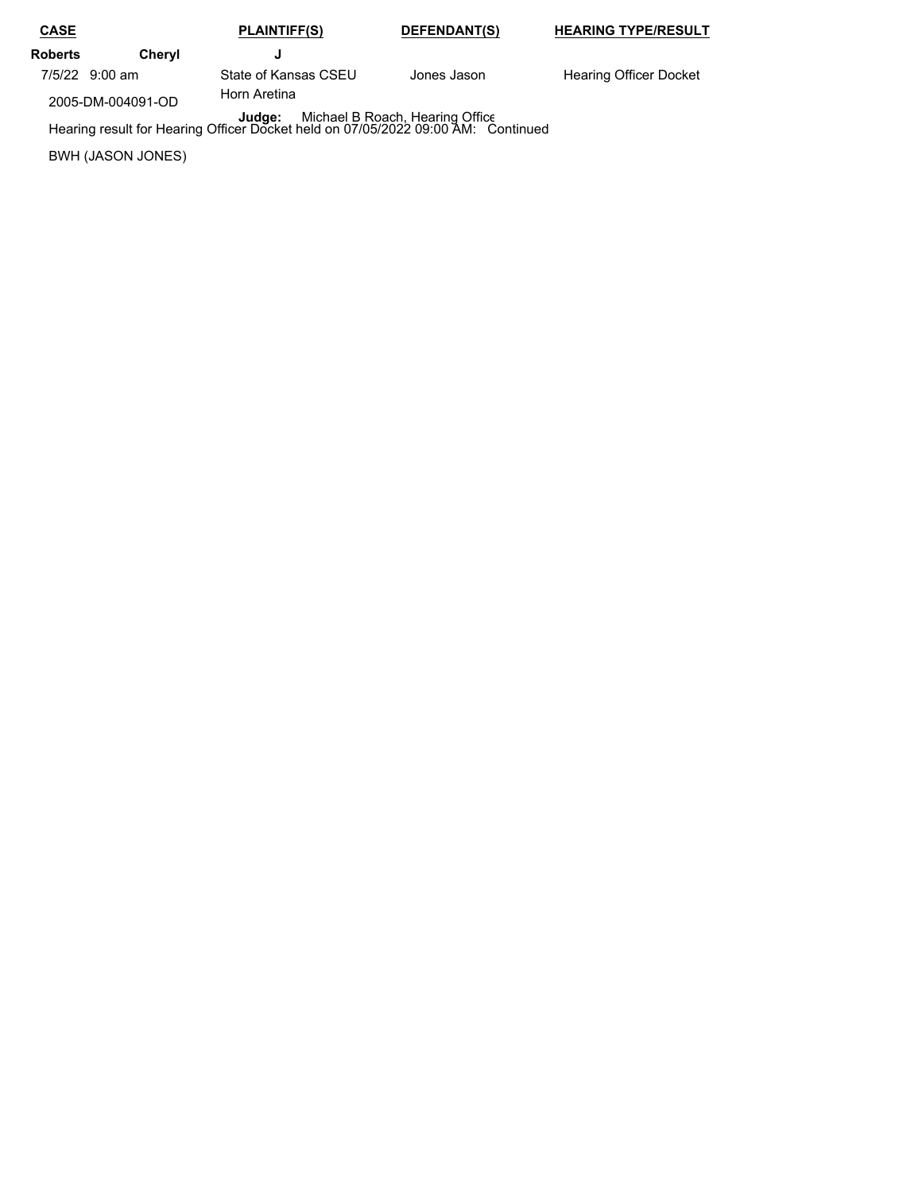| CASE | PLAINTIFF(S) | DEFENDANT(S) | HEARING TYPE/RESULT |
|---|---|---|---|
| **Roberts Cheryl** | **J** | | |
| 7/5/22 9:00 am | State of Kansas CSEU | Jones Jason | Hearing Officer Docket |
| 2005-DM-004091-OD | Horn Aretina | | |

**Judge:** Michael B Roach, Hearing Office

Hearing result for Hearing Officer Docket held on 07/05/2022 09:00 AM: Continued

BWH (JASON JONES)